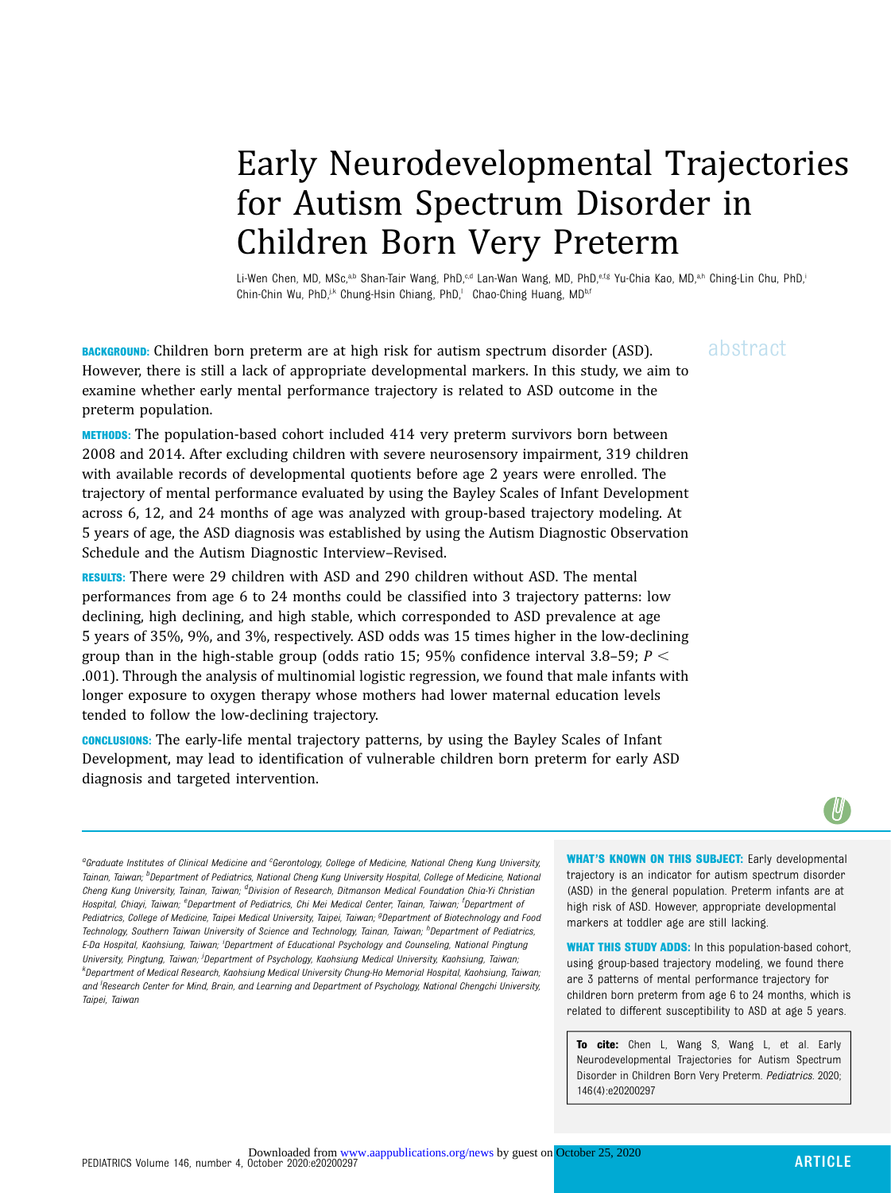# Early Neurodevelopmental Trajectories for Autism Spectrum Disorder in Children Born Very Preterm

Li-Wen Chen, MD, MSc,[a,b] Shan-Tair Wang, PhD,[c,d] Lan-Wan Wang, MD, PhD,[e,f,g] Yu-Chia Kao, MD,[a,h] Ching-Lin Chu, PhD,[i] Chin-Chin Wu, PhD,[j,k] Chung-Hsin Chiang, PhD,[l] Chao-Ching Huang, MD[b,f]

abstract

**BACKGROUND:** Children born preterm are at high risk for autism spectrum disorder (ASD). However, there is still a lack of appropriate developmental markers. In this study, we aim to examine whether early mental performance trajectory is related to ASD outcome in the preterm population.

**METHODS:** The population-based cohort included 414 very preterm survivors born between 2008 and 2014. After excluding children with severe neurosensory impairment, 319 children with available records of developmental quotients before age 2 years were enrolled. The trajectory of mental performance evaluated by using the Bayley Scales of Infant Development across 6, 12, and 24 months of age was analyzed with group-based trajectory modeling. At 5 years of age, the ASD diagnosis was established by using the Autism Diagnostic Observation Schedule and the Autism Diagnostic Interview–Revised.

**RESULTS:** There were 29 children with ASD and 290 children without ASD. The mental performances from age 6 to 24 months could be classified into 3 trajectory patterns: low declining, high declining, and high stable, which corresponded to ASD prevalence at age 5 years of 35%, 9%, and 3%, respectively. ASD odds was 15 times higher in the low-declining group than in the high-stable group (odds ratio 15; 95% confidence interval 3.8–59; $P <$ .001). Through the analysis of multinomial logistic regression, we found that male infants with longer exposure to oxygen therapy whose mothers had lower maternal education levels tended to follow the low-declining trajectory.

**CONCLUSIONS:** The early-life mental trajectory patterns, by using the Bayley Scales of Infant Development, may lead to identification of vulnerable children born preterm for early ASD diagnosis and targeted intervention.

[a]Graduate Institutes of Clinical Medicine and [c]Gerontology, College of Medicine, National Cheng Kung University, Tainan, Taiwan; [b]Department of Pediatrics, National Cheng Kung University Hospital, College of Medicine, National Cheng Kung University, Tainan, Taiwan; [d]Division of Research, Ditmanson Medical Foundation Chia-Yi Christian Hospital, Chiayi, Taiwan; [e]Department of Pediatrics, Chi Mei Medical Center, Tainan, Taiwan; [f]Department of Pediatrics, College of Medicine, Taipei Medical University, Taipei, Taiwan; [g]Department of Biotechnology and Food Technology, Southern Taiwan University of Science and Technology, Tainan, Taiwan; [h]Department of Pediatrics, E-Da Hospital, Kaohsiung, Taiwan; [i]Department of Educational Psychology and Counseling, National Pingtung University, Pingtung, Taiwan; [j]Department of Psychology, Kaohsiung Medical University, Kaohsiung, Taiwan; [k]Department of Medical Research, Kaohsiung Medical University Chung-Ho Memorial Hospital, Kaohsiung, Taiwan; and [l]Research Center for Mind, Brain, and Learning and Department of Psychology, National Chengchi University, Taipei, Taiwan

**WHAT'S KNOWN ON THIS SUBJECT:** Early developmental trajectory is an indicator for autism spectrum disorder (ASD) in the general population. Preterm infants are at high risk of ASD. However, appropriate developmental markers at toddler age are still lacking.

**WHAT THIS STUDY ADDS:** In this population-based cohort, using group-based trajectory modeling, we found there are 3 patterns of mental performance trajectory for children born preterm from age 6 to 24 months, which is related to different susceptibility to ASD at age 5 years.

**To cite:** Chen L, Wang S, Wang L, et al. Early Neurodevelopmental Trajectories for Autism Spectrum Disorder in Children Born Very Preterm. *Pediatrics.* 2020; 146(4):e20200297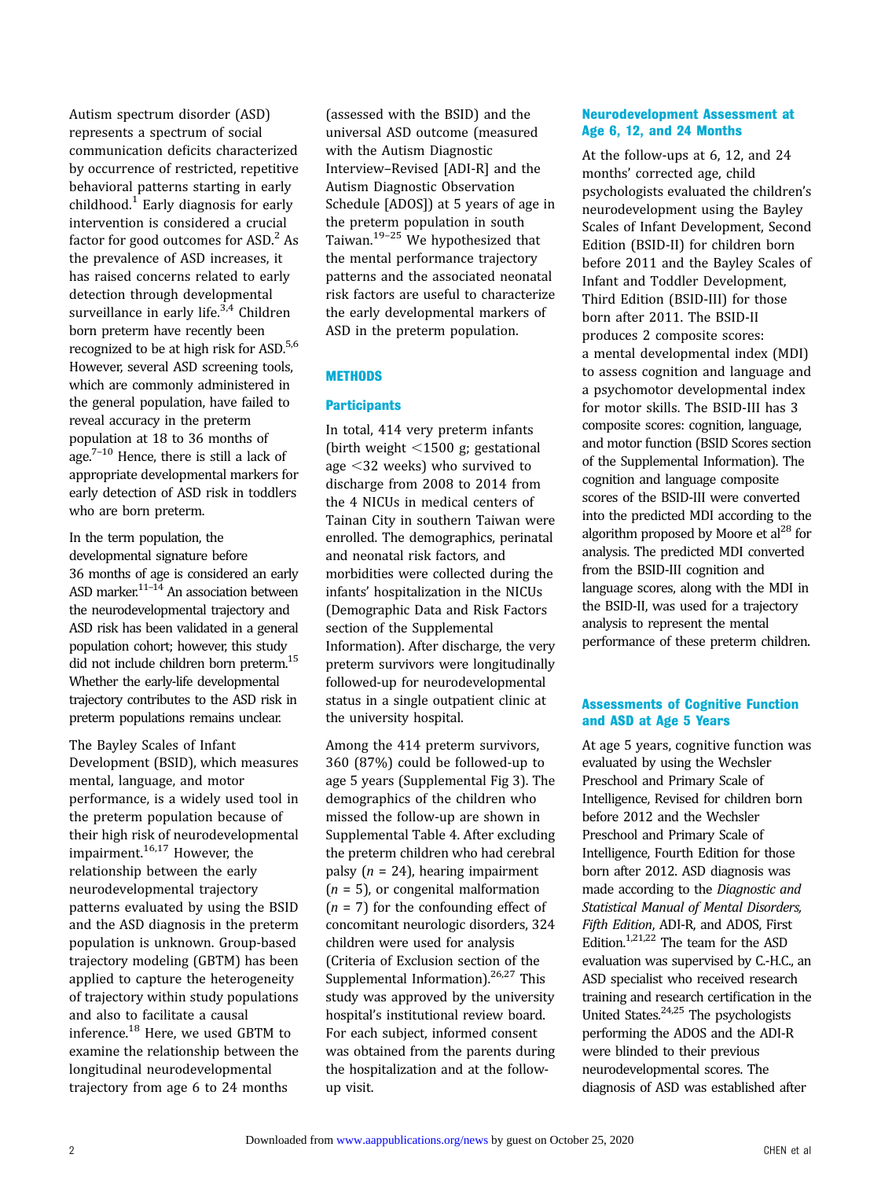Autism spectrum disorder (ASD) represents a spectrum of social communication deficits characterized by occurrence of restricted, repetitive behavioral patterns starting in early childhood.[1] Early diagnosis for early intervention is considered a crucial factor for good outcomes for ASD.[2] As the prevalence of ASD increases, it has raised concerns related to early detection through developmental surveillance in early life.[3,4] Children born preterm have recently been recognized to be at high risk for ASD.[5,6] However, several ASD screening tools, which are commonly administered in the general population, have failed to reveal accuracy in the preterm population at 18 to 36 months of age.[7–10] Hence, there is still a lack of appropriate developmental markers for early detection of ASD risk in toddlers who are born preterm.

In the term population, the developmental signature before 36 months of age is considered an early ASD marker.[11–14] An association between the neurodevelopmental trajectory and ASD risk has been validated in a general population cohort; however, this study did not include children born preterm.[15] Whether the early-life developmental trajectory contributes to the ASD risk in preterm populations remains unclear.

The Bayley Scales of Infant Development (BSID), which measures mental, language, and motor performance, is a widely used tool in the preterm population because of their high risk of neurodevelopmental impairment.[16,17] However, the relationship between the early neurodevelopmental trajectory patterns evaluated by using the BSID and the ASD diagnosis in the preterm population is unknown. Group-based trajectory modeling (GBTM) has been applied to capture the heterogeneity of trajectory within study populations and also to facilitate a causal inference.[18] Here, we used GBTM to examine the relationship between the longitudinal neurodevelopmental trajectory from age 6 to 24 months (assessed with the BSID) and the universal ASD outcome (measured with the Autism Diagnostic Interview–Revised [ADI-R] and the Autism Diagnostic Observation Schedule [ADOS]) at 5 years of age in the preterm population in south Taiwan.[19–25] We hypothesized that the mental performance trajectory patterns and the associated neonatal risk factors are useful to characterize the early developmental markers of ASD in the preterm population.

## METHODS

### Participants

In total, 414 very preterm infants (birth weight <1500 g; gestational age <32 weeks) who survived to discharge from 2008 to 2014 from the 4 NICUs in medical centers of Tainan City in southern Taiwan were enrolled. The demographics, perinatal and neonatal risk factors, and morbidities were collected during the infants' hospitalization in the NICUs (Demographic Data and Risk Factors section of the Supplemental Information). After discharge, the very preterm survivors were longitudinally followed-up for neurodevelopmental status in a single outpatient clinic at the university hospital.

Among the 414 preterm survivors, 360 (87%) could be followed-up to age 5 years (Supplemental Fig 3). The demographics of the children who missed the follow-up are shown in Supplemental Table 4. After excluding the preterm children who had cerebral palsy ($n$ = 24), hearing impairment ($n$ = 5), or congenital malformation ($n$ = 7) for the confounding effect of concomitant neurologic disorders, 324 children were used for analysis (Criteria of Exclusion section of the Supplemental Information).[26,27] This study was approved by the university hospital's institutional review board. For each subject, informed consent was obtained from the parents during the hospitalization and at the follow-up visit.

### Neurodevelopment Assessment at Age 6, 12, and 24 Months

At the follow-ups at 6, 12, and 24 months' corrected age, child psychologists evaluated the children's neurodevelopment using the Bayley Scales of Infant Development, Second Edition (BSID-II) for children born before 2011 and the Bayley Scales of Infant and Toddler Development, Third Edition (BSID-III) for those born after 2011. The BSID-II produces 2 composite scores: a mental developmental index (MDI) to assess cognition and language and a psychomotor developmental index for motor skills. The BSID-III has 3 composite scores: cognition, language, and motor function (BSID Scores section of the Supplemental Information). The cognition and language composite scores of the BSID-III were converted into the predicted MDI according to the algorithm proposed by Moore et al[28] for analysis. The predicted MDI converted from the BSID-III cognition and language scores, along with the MDI in the BSID-II, was used for a trajectory analysis to represent the mental performance of these preterm children.

### Assessments of Cognitive Function and ASD at Age 5 Years

At age 5 years, cognitive function was evaluated by using the Wechsler Preschool and Primary Scale of Intelligence, Revised for children born before 2012 and the Wechsler Preschool and Primary Scale of Intelligence, Fourth Edition for those born after 2012. ASD diagnosis was made according to the *Diagnostic and Statistical Manual of Mental Disorders, Fifth Edition*, ADI-R, and ADOS, First Edition.[1,21,22] The team for the ASD evaluation was supervised by C.-H.C., an ASD specialist who received research training and research certification in the United States.[24,25] The psychologists performing the ADOS and the ADI-R were blinded to their previous neurodevelopmental scores. The diagnosis of ASD was established after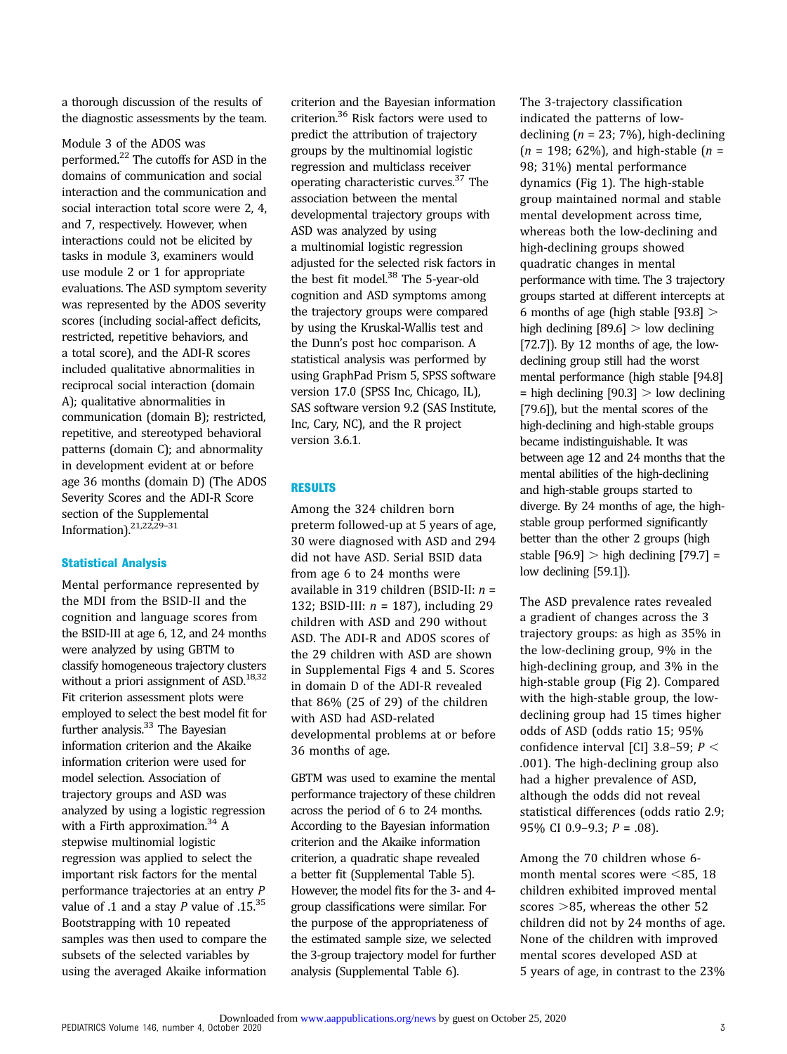a thorough discussion of the results of the diagnostic assessments by the team.

Module 3 of the ADOS was performed.[22] The cutoffs for ASD in the domains of communication and social interaction and the communication and social interaction total score were 2, 4, and 7, respectively. However, when interactions could not be elicited by tasks in module 3, examiners would use module 2 or 1 for appropriate evaluations. The ASD symptom severity was represented by the ADOS severity scores (including social-affect deficits, restricted, repetitive behaviors, and a total score), and the ADI-R scores included qualitative abnormalities in reciprocal social interaction (domain A); qualitative abnormalities in communication (domain B); restricted, repetitive, and stereotyped behavioral patterns (domain C); and abnormality in development evident at or before age 36 months (domain D) (The ADOS Severity Scores and the ADI-R Score section of the Supplemental Information).[21,22,29–31]

### Statistical Analysis

Mental performance represented by the MDI from the BSID-II and the cognition and language scores from the BSID-III at age 6, 12, and 24 months were analyzed by using GBTM to classify homogeneous trajectory clusters without a priori assignment of ASD.[18,32] Fit criterion assessment plots were employed to select the best model fit for further analysis.[33] The Bayesian information criterion and the Akaike information criterion were used for model selection. Association of trajectory groups and ASD was analyzed by using a logistic regression with a Firth approximation.[34] A stepwise multinomial logistic regression was applied to select the important risk factors for the mental performance trajectories at an entry *P* value of .1 and a stay *P* value of .15.[35] Bootstrapping with 10 repeated samples was then used to compare the subsets of the selected variables by using the averaged Akaike information criterion and the Bayesian information criterion.[36] Risk factors were used to predict the attribution of trajectory groups by the multinomial logistic regression and multiclass receiver operating characteristic curves.[37] The association between the mental developmental trajectory groups with ASD was analyzed by using a multinomial logistic regression adjusted for the selected risk factors in the best fit model.[38] The 5-year-old cognition and ASD symptoms among the trajectory groups were compared by using the Kruskal-Wallis test and the Dunn's post hoc comparison. A statistical analysis was performed by using GraphPad Prism 5, SPSS software version 17.0 (SPSS Inc, Chicago, IL), SAS software version 9.2 (SAS Institute, Inc, Cary, NC), and the R project version 3.6.1.

## RESULTS

Among the 324 children born preterm followed-up at 5 years of age, 30 were diagnosed with ASD and 294 did not have ASD. Serial BSID data from age 6 to 24 months were available in 319 children (BSID-II: *n* = 132; BSID-III: *n* = 187), including 29 children with ASD and 290 without ASD. The ADI-R and ADOS scores of the 29 children with ASD are shown in Supplemental Figs 4 and 5. Scores in domain D of the ADI-R revealed that 86% (25 of 29) of the children with ASD had ASD-related developmental problems at or before 36 months of age.

GBTM was used to examine the mental performance trajectory of these children across the period of 6 to 24 months. According to the Bayesian information criterion and the Akaike information criterion, a quadratic shape revealed a better fit (Supplemental Table 5). However, the model fits for the 3- and 4-group classifications were similar. For the purpose of the appropriateness of the estimated sample size, we selected the 3-group trajectory model for further analysis (Supplemental Table 6).

The 3-trajectory classification indicated the patterns of low-declining (*n* = 23; 7%), high-declining (*n* = 198; 62%), and high-stable (*n* = 98; 31%) mental performance dynamics (Fig 1). The high-stable group maintained normal and stable mental development across time, whereas both the low-declining and high-declining groups showed quadratic changes in mental performance with time. The 3 trajectory groups started at different intercepts at 6 months of age (high stable [93.8] > high declining [89.6] > low declining [72.7]). By 12 months of age, the low-declining group still had the worst mental performance (high stable [94.8] = high declining [90.3] > low declining [79.6]), but the mental scores of the high-declining and high-stable groups became indistinguishable. It was between age 12 and 24 months that the mental abilities of the high-declining and high-stable groups started to diverge. By 24 months of age, the high-stable group performed significantly better than the other 2 groups (high stable [96.9] > high declining [79.7] = low declining [59.1]).

The ASD prevalence rates revealed a gradient of changes across the 3 trajectory groups: as high as 35% in the low-declining group, 9% in the high-declining group, and 3% in the high-stable group (Fig 2). Compared with the high-stable group, the low-declining group had 15 times higher odds of ASD (odds ratio 15; 95% confidence interval [CI] 3.8–59; $P <$ .001). The high-declining group also had a higher prevalence of ASD, although the odds did not reveal statistical differences (odds ratio 2.9; 95% CI 0.9–9.3; *P* = .08).

Among the 70 children whose 6-month mental scores were <85, 18 children exhibited improved mental scores >85, whereas the other 52 children did not by 24 months of age. None of the children with improved mental scores developed ASD at 5 years of age, in contrast to the 23%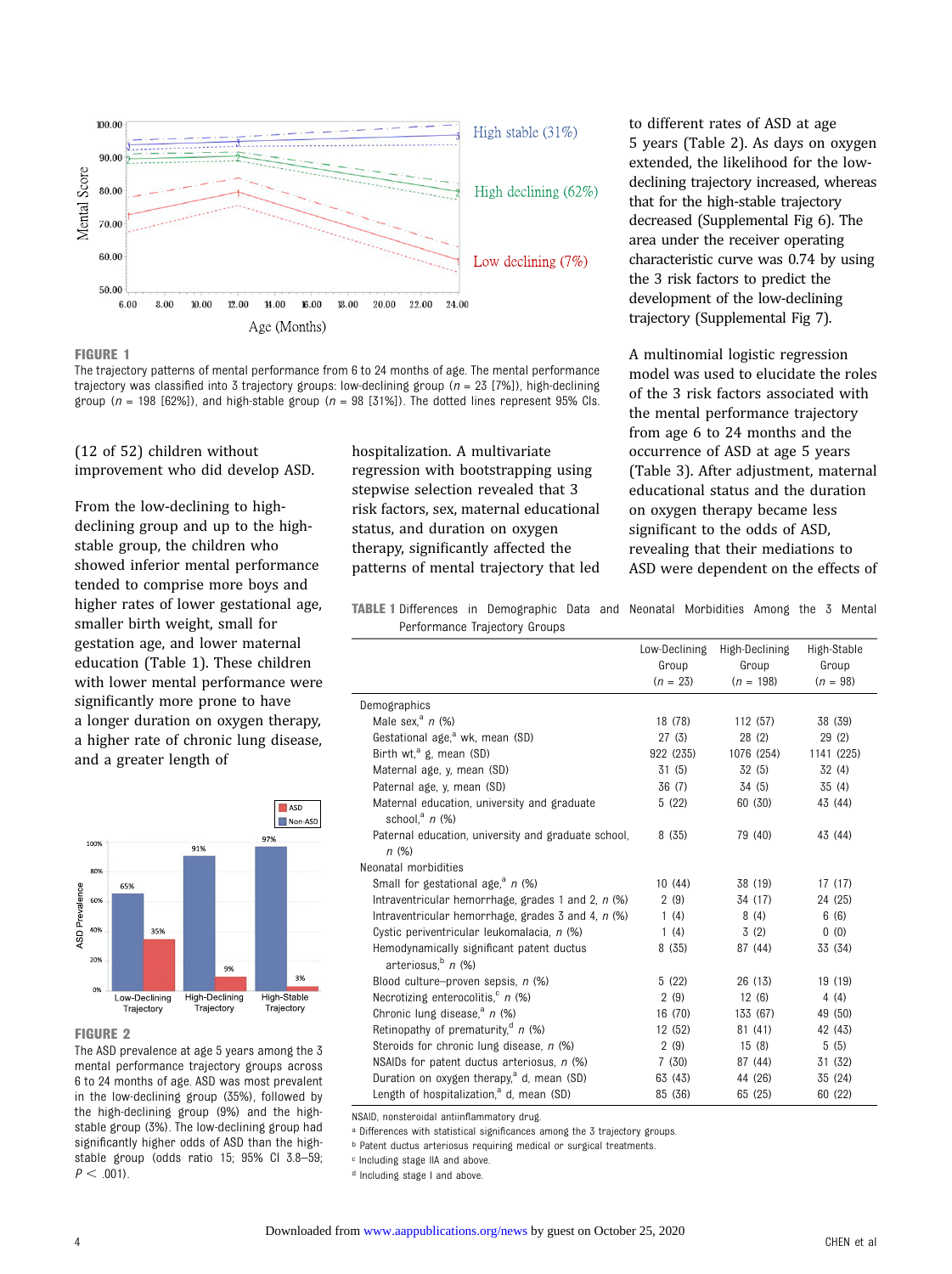FIGURE 1

The trajectory patterns of mental performance from 6 to 24 months of age. The mental performance trajectory was classified into 3 trajectory groups: low-declining group (*n* = 23 [7%]), high-declining group (*n* = 198 [62%]), and high-stable group (*n* = 98 [31%]). The dotted lines represent 95% CIs.

(12 of 52) children without improvement who did develop ASD.

From the low-declining to high-declining group and up to the high-stable group, the children who showed inferior mental performance tended to comprise more boys and higher rates of lower gestational age, smaller birth weight, small for gestation age, and lower maternal education (Table 1). These children with lower mental performance were significantly more prone to have a longer duration on oxygen therapy, a higher rate of chronic lung disease, and a greater length of hospitalization. A multivariate regression with bootstrapping using stepwise selection revealed that 3 risk factors, sex, maternal educational status, and duration on oxygen therapy, significantly affected the patterns of mental trajectory that led to different rates of ASD at age 5 years (Table 2). As days on oxygen extended, the likelihood for the low-declining trajectory increased, whereas that for the high-stable trajectory decreased (Supplemental Fig 6). The area under the receiver operating characteristic curve was 0.74 by using the 3 risk factors to predict the development of the low-declining trajectory (Supplemental Fig 7).

A multinomial logistic regression model was used to elucidate the roles of the 3 risk factors associated with the mental performance trajectory from age 6 to 24 months and the occurrence of ASD at age 5 years (Table 3). After adjustment, maternal educational status and the duration on oxygen therapy became less significant to the odds of ASD, revealing that their mediations to ASD were dependent on the effects of

FIGURE 2

The ASD prevalence at age 5 years among the 3 mental performance trajectory groups across 6 to 24 months of age. ASD was most prevalent in the low-declining group (35%), followed by the high-declining group (9%) and the high-stable group (3%). The low-declining group had significantly higher odds of ASD than the high-stable group (odds ratio 15; 95% CI 3.8–59; $P < .001$).

**TABLE 1** Differences in Demographic Data and Neonatal Morbidities Among the 3 Mental Performance Trajectory Groups

| | Low-Declining Group (*n* = 23) | High-Declining Group (*n* = 198) | High-Stable Group (*n* = 98) |
|---|---|---|---|
| Demographics | | | |
| Male sex,[a] *n* (%) | 18 (78) | 112 (57) | 38 (39) |
| Gestational age,[a] wk, mean (SD) | 27 (3) | 28 (2) | 29 (2) |
| Birth wt,[a] g, mean (SD) | 922 (235) | 1076 (254) | 1141 (225) |
| Maternal age, y, mean (SD) | 31 (5) | 32 (5) | 32 (4) |
| Paternal age, y, mean (SD) | 36 (7) | 34 (5) | 35 (4) |
| Maternal education, university and graduate school,[a] *n* (%) | 5 (22) | 60 (30) | 43 (44) |
| Paternal education, university and graduate school, *n* (%) | 8 (35) | 79 (40) | 43 (44) |
| Neonatal morbidities | | | |
| Small for gestational age,[a] *n* (%) | 10 (44) | 38 (19) | 17 (17) |
| Intraventricular hemorrhage, grades 1 and 2, *n* (%) | 2 (9) | 34 (17) | 24 (25) |
| Intraventricular hemorrhage, grades 3 and 4, *n* (%) | 1 (4) | 8 (4) | 6 (6) |
| Cystic periventricular leukomalacia, *n* (%) | 1 (4) | 3 (2) | 0 (0) |
| Hemodynamically significant patent ductus arteriosus,[b] *n* (%) | 8 (35) | 87 (44) | 33 (34) |
| Blood culture–proven sepsis, *n* (%) | 5 (22) | 26 (13) | 19 (19) |
| Necrotizing enterocolitis,[c] *n* (%) | 2 (9) | 12 (6) | 4 (4) |
| Chronic lung disease,[a] *n* (%) | 16 (70) | 133 (67) | 49 (50) |
| Retinopathy of prematurity,[d] *n* (%) | 12 (52) | 81 (41) | 42 (43) |
| Steroids for chronic lung disease, *n* (%) | 2 (9) | 15 (8) | 5 (5) |
| NSAIDs for patent ductus arteriosus, *n* (%) | 7 (30) | 87 (44) | 31 (32) |
| Duration on oxygen therapy,[a] d, mean (SD) | 63 (43) | 44 (26) | 35 (24) |
| Length of hospitalization,[a] d, mean (SD) | 85 (36) | 65 (25) | 60 (22) |

NSAID, nonsteroidal antiinflammatory drug.
[a] Differences with statistical significances among the 3 trajectory groups.
[b] Patent ductus arteriosus requiring medical or surgical treatments.
[c] Including stage IIA and above.
[d] Including stage I and above.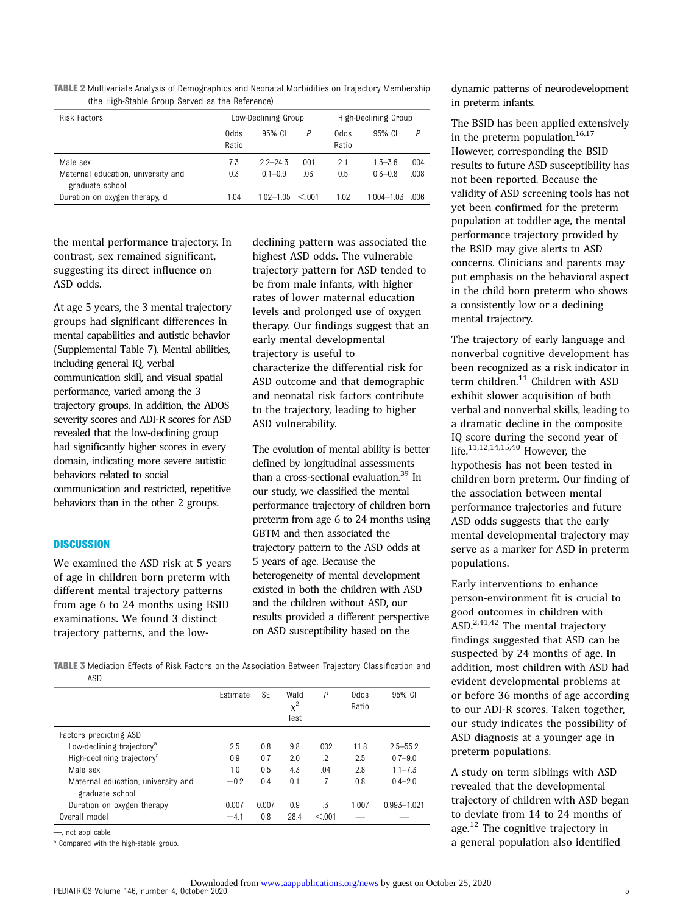**TABLE 2** Multivariate Analysis of Demographics and Neonatal Morbidities on Trajectory Membership (the High-Stable Group Served as the Reference)

| Risk Factors | Low-Declining Group | | | High-Declining Group | | |
|---|---|---|---|---|---|---|
| | Odds Ratio | 95% CI | *P* | Odds Ratio | 95% CI | *P* |
| Male sex | 7.3 | 2.2–24.3 | .001 | 2.1 | 1.3–3.6 | .004 |
| Maternal education, university and graduate school | 0.3 | 0.1–0.9 | .03 | 0.5 | 0.3–0.8 | .008 |
| Duration on oxygen therapy, d | 1.04 | 1.02–1.05 | <.001 | 1.02 | 1.004–1.03 | .006 |

the mental performance trajectory. In contrast, sex remained significant, suggesting its direct influence on ASD odds.

At age 5 years, the 3 mental trajectory groups had significant differences in mental capabilities and autistic behavior (Supplemental Table 7). Mental abilities, including general IQ, verbal communication skill, and visual spatial performance, varied among the 3 trajectory groups. In addition, the ADOS severity scores and ADI-R scores for ASD revealed that the low-declining group had significantly higher scores in every domain, indicating more severe autistic behaviors related to social communication and restricted, repetitive behaviors than in the other 2 groups.

## DISCUSSION

We examined the ASD risk at 5 years of age in children born preterm with different mental trajectory patterns from age 6 to 24 months using BSID examinations. We found 3 distinct trajectory patterns, and the low-declining pattern was associated the highest ASD odds. The vulnerable trajectory pattern for ASD tended to be from male infants, with higher rates of lower maternal education levels and prolonged use of oxygen therapy. Our findings suggest that an early mental developmental trajectory is useful to characterize the differential risk for ASD outcome and that demographic and neonatal risk factors contribute to the trajectory, leading to higher ASD vulnerability.

The evolution of mental ability is better defined by longitudinal assessments than a cross-sectional evaluation.[39] In our study, we classified the mental performance trajectory of children born preterm from age 6 to 24 months using GBTM and then associated the trajectory pattern to the ASD odds at 5 years of age. Because the heterogeneity of mental development existed in both the children with ASD and the children without ASD, our results provided a different perspective on ASD susceptibility based on the dynamic patterns of neurodevelopment in preterm infants.

The BSID has been applied extensively in the preterm population.[16,17] However, corresponding the BSID results to future ASD susceptibility has not been reported. Because the validity of ASD screening tools has not yet been confirmed for the preterm population at toddler age, the mental performance trajectory provided by the BSID may give alerts to ASD concerns. Clinicians and parents may put emphasis on the behavioral aspect in the child born preterm who shows a consistently low or a declining mental trajectory.

The trajectory of early language and nonverbal cognitive development has been recognized as a risk indicator in term children.[11] Children with ASD exhibit slower acquisition of both verbal and nonverbal skills, leading to a dramatic decline in the composite IQ score during the second year of life.[11,12,14,15,40] However, the hypothesis has not been tested in children born preterm. Our finding of the association between mental performance trajectories and future ASD odds suggests that the early mental developmental trajectory may serve as a marker for ASD in preterm populations.

Early interventions to enhance person-environment fit is crucial to good outcomes in children with ASD.[2,41,42] The mental trajectory findings suggested that ASD can be suspected by 24 months of age. In addition, most children with ASD had evident developmental problems at or before 36 months of age according to our ADI-R scores. Taken together, our study indicates the possibility of ASD diagnosis at a younger age in preterm populations.

A study on term siblings with ASD revealed that the developmental trajectory of children with ASD began to deviate from 14 to 24 months of age.[12] The cognitive trajectory in a general population also identified

**TABLE 3** Mediation Effects of Risk Factors on the Association Between Trajectory Classification and ASD

| | Estimate | SE | Wald $\chi^2$ Test | *P* | Odds Ratio | 95% CI |
|---|---|---|---|---|---|---|
| Factors predicting ASD | | | | | | |
| Low-declining trajectory[a] | 2.5 | 0.8 | 9.8 | .002 | 11.8 | 2.5–55.2 |
| High-declining trajectory[a] | 0.9 | 0.7 | 2.0 | .2 | 2.5 | 0.7–9.0 |
| Male sex | 1.0 | 0.5 | 4.3 | .04 | 2.8 | 1.1–7.3 |
| Maternal education, university and graduate school | −0.2 | 0.4 | 0.1 | .7 | 0.8 | 0.4–2.0 |
| Duration on oxygen therapy | 0.007 | 0.007 | 0.9 | .3 | 1.007 | 0.993–1.021 |
| Overall model | −4.1 | 0.8 | 28.4 | <.001 | — | — |

—, not applicable.

[a] Compared with the high-stable group.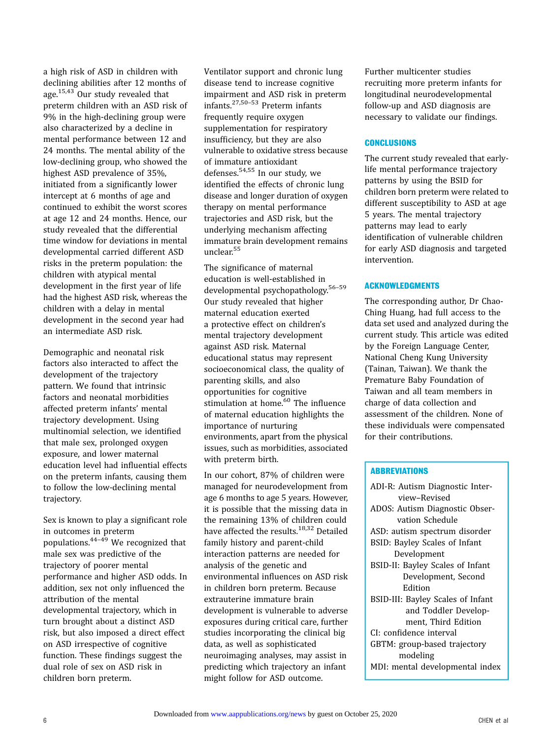a high risk of ASD in children with declining abilities after 12 months of age.[15,43] Our study revealed that preterm children with an ASD risk of 9% in the high-declining group were also characterized by a decline in mental performance between 12 and 24 months. The mental ability of the low-declining group, who showed the highest ASD prevalence of 35%, initiated from a significantly lower intercept at 6 months of age and continued to exhibit the worst scores at age 12 and 24 months. Hence, our study revealed that the differential time window for deviations in mental developmental carried different ASD risks in the preterm population: the children with atypical mental development in the first year of life had the highest ASD risk, whereas the children with a delay in mental development in the second year had an intermediate ASD risk.

Demographic and neonatal risk factors also interacted to affect the development of the trajectory pattern. We found that intrinsic factors and neonatal morbidities affected preterm infants' mental trajectory development. Using multinomial selection, we identified that male sex, prolonged oxygen exposure, and lower maternal education level had influential effects on the preterm infants, causing them to follow the low-declining mental trajectory.

Sex is known to play a significant role in outcomes in preterm populations.[44–49] We recognized that male sex was predictive of the trajectory of poorer mental performance and higher ASD odds. In addition, sex not only influenced the attribution of the mental developmental trajectory, which in turn brought about a distinct ASD risk, but also imposed a direct effect on ASD irrespective of cognitive function. These findings suggest the dual role of sex on ASD risk in children born preterm.

Ventilator support and chronic lung disease tend to increase cognitive impairment and ASD risk in preterm infants.[27,50–53] Preterm infants frequently require oxygen supplementation for respiratory insufficiency, but they are also vulnerable to oxidative stress because of immature antioxidant defenses.[54,55] In our study, we identified the effects of chronic lung disease and longer duration of oxygen therapy on mental performance trajectories and ASD risk, but the underlying mechanism affecting immature brain development remains unclear.[55]

The significance of maternal education is well-established in developmental psychopathology.[56–59] Our study revealed that higher maternal education exerted a protective effect on children's mental trajectory development against ASD risk. Maternal educational status may represent socioeconomical class, the quality of parenting skills, and also opportunities for cognitive stimulation at home.[60] The influence of maternal education highlights the importance of nurturing environments, apart from the physical issues, such as morbidities, associated with preterm birth.

In our cohort, 87% of children were managed for neurodevelopment from age 6 months to age 5 years. However, it is possible that the missing data in the remaining 13% of children could have affected the results.[18,32] Detailed family history and parent-child interaction patterns are needed for analysis of the genetic and environmental influences on ASD risk in children born preterm. Because extrauterine immature brain development is vulnerable to adverse exposures during critical care, further studies incorporating the clinical big data, as well as sophisticated neuroimaging analyses, may assist in predicting which trajectory an infant might follow for ASD outcome.

Further multicenter studies recruiting more preterm infants for longitudinal neurodevelopmental follow-up and ASD diagnosis are necessary to validate our findings.

## CONCLUSIONS

The current study revealed that early-life mental performance trajectory patterns by using the BSID for children born preterm were related to different susceptibility to ASD at age 5 years. The mental trajectory patterns may lead to early identification of vulnerable children for early ASD diagnosis and targeted intervention.

## ACKNOWLEDGMENTS

The corresponding author, Dr Chao-Ching Huang, had full access to the data set used and analyzed during the current study. This article was edited by the Foreign Language Center, National Cheng Kung University (Tainan, Taiwan). We thank the Premature Baby Foundation of Taiwan and all team members in charge of data collection and assessment of the children. None of these individuals were compensated for their contributions.

## ABBREVIATIONS

ADI-R: Autism Diagnostic Interview–Revised
ADOS: Autism Diagnostic Observation Schedule
ASD: autism spectrum disorder
BSID: Bayley Scales of Infant Development
BSID-II: Bayley Scales of Infant Development, Second Edition
BSID-III: Bayley Scales of Infant and Toddler Development, Third Edition
CI: confidence interval
GBTM: group-based trajectory modeling
MDI: mental developmental index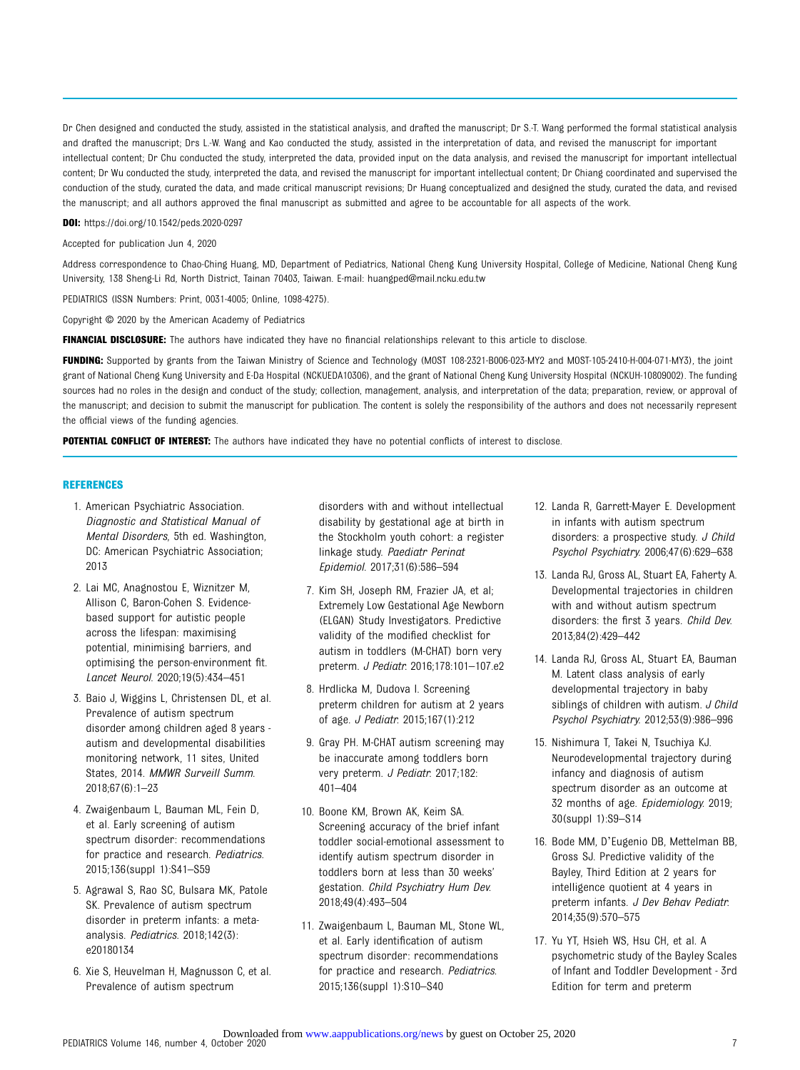Dr Chen designed and conducted the study, assisted in the statistical analysis, and drafted the manuscript; Dr S.-T. Wang performed the formal statistical analysis and drafted the manuscript; Drs L.-W. Wang and Kao conducted the study, assisted in the interpretation of data, and revised the manuscript for important intellectual content; Dr Chu conducted the study, interpreted the data, provided input on the data analysis, and revised the manuscript for important intellectual content; Dr Wu conducted the study, interpreted the data, and revised the manuscript for important intellectual content; Dr Chiang coordinated and supervised the conduction of the study, curated the data, and made critical manuscript revisions; Dr Huang conceptualized and designed the study, curated the data, and revised the manuscript; and all authors approved the final manuscript as submitted and agree to be accountable for all aspects of the work.

**DOI:** https://doi.org/10.1542/peds.2020-0297

Accepted for publication Jun 4, 2020

Address correspondence to Chao-Ching Huang, MD, Department of Pediatrics, National Cheng Kung University Hospital, College of Medicine, National Cheng Kung University, 138 Sheng-Li Rd, North District, Tainan 70403, Taiwan. E-mail: huangped@mail.ncku.edu.tw

PEDIATRICS (ISSN Numbers: Print, 0031-4005; Online, 1098-4275).

Copyright © 2020 by the American Academy of Pediatrics

**FINANCIAL DISCLOSURE:** The authors have indicated they have no financial relationships relevant to this article to disclose.

**FUNDING:** Supported by grants from the Taiwan Ministry of Science and Technology (MOST 108-2321-B006-023-MY2 and MOST-105-2410-H-004-071-MY3), the joint grant of National Cheng Kung University and E-Da Hospital (NCKUEDA10306), and the grant of National Cheng Kung University Hospital (NCKUH-10809002). The funding sources had no roles in the design and conduct of the study; collection, management, analysis, and interpretation of the data; preparation, review, or approval of the manuscript; and decision to submit the manuscript for publication. The content is solely the responsibility of the authors and does not necessarily represent the official views of the funding agencies.

**POTENTIAL CONFLICT OF INTEREST:** The authors have indicated they have no potential conflicts of interest to disclose.

## REFERENCES

1. American Psychiatric Association. *Diagnostic and Statistical Manual of Mental Disorders*, 5th ed. Washington, DC: American Psychiatric Association; 2013
2. Lai MC, Anagnostou E, Wiznitzer M, Allison C, Baron-Cohen S. Evidence-based support for autistic people across the lifespan: maximising potential, minimising barriers, and optimising the person-environment fit. *Lancet Neurol*. 2020;19(5):434–451
3. Baio J, Wiggins L, Christensen DL, et al. Prevalence of autism spectrum disorder among children aged 8 years - autism and developmental disabilities monitoring network, 11 sites, United States, 2014. *MMWR Surveill Summ*. 2018;67(6):1–23
4. Zwaigenbaum L, Bauman ML, Fein D, et al. Early screening of autism spectrum disorder: recommendations for practice and research. *Pediatrics*. 2015;136(suppl 1):S41–S59
5. Agrawal S, Rao SC, Bulsara MK, Patole SK. Prevalence of autism spectrum disorder in preterm infants: a meta-analysis. *Pediatrics*. 2018;142(3):e20180134
6. Xie S, Heuvelman H, Magnusson C, et al. Prevalence of autism spectrum disorders with and without intellectual disability by gestational age at birth in the Stockholm youth cohort: a register linkage study. *Paediatr Perinat Epidemiol*. 2017;31(6):586–594
7. Kim SH, Joseph RM, Frazier JA, et al; Extremely Low Gestational Age Newborn (ELGAN) Study Investigators. Predictive validity of the modified checklist for autism in toddlers (M-CHAT) born very preterm. *J Pediatr*. 2016;178:101–107.e2
8. Hrdlicka M, Dudova I. Screening preterm children for autism at 2 years of age. *J Pediatr*. 2015;167(1):212
9. Gray PH. M-CHAT autism screening may be inaccurate among toddlers born very preterm. *J Pediatr*. 2017;182:401–404
10. Boone KM, Brown AK, Keim SA. Screening accuracy of the brief infant toddler social-emotional assessment to identify autism spectrum disorder in toddlers born at less than 30 weeks' gestation. *Child Psychiatry Hum Dev*. 2018;49(4):493–504
11. Zwaigenbaum L, Bauman ML, Stone WL, et al. Early identification of autism spectrum disorder: recommendations for practice and research. *Pediatrics*. 2015;136(suppl 1):S10–S40
12. Landa R, Garrett-Mayer E. Development in infants with autism spectrum disorders: a prospective study. *J Child Psychol Psychiatry*. 2006;47(6):629–638
13. Landa RJ, Gross AL, Stuart EA, Faherty A. Developmental trajectories in children with and without autism spectrum disorders: the first 3 years. *Child Dev*. 2013;84(2):429–442
14. Landa RJ, Gross AL, Stuart EA, Bauman M. Latent class analysis of early developmental trajectory in baby siblings of children with autism. *J Child Psychol Psychiatry*. 2012;53(9):986–996
15. Nishimura T, Takei N, Tsuchiya KJ. Neurodevelopmental trajectory during infancy and diagnosis of autism spectrum disorder as an outcome at 32 months of age. *Epidemiology*. 2019;30(suppl 1):S9–S14
16. Bode MM, D'Eugenio DB, Mettelman BB, Gross SJ. Predictive validity of the Bayley, Third Edition at 2 years for intelligence quotient at 4 years in preterm infants. *J Dev Behav Pediatr*. 2014;35(9):570–575
17. Yu YT, Hsieh WS, Hsu CH, et al. A psychometric study of the Bayley Scales of Infant and Toddler Development - 3rd Edition for term and preterm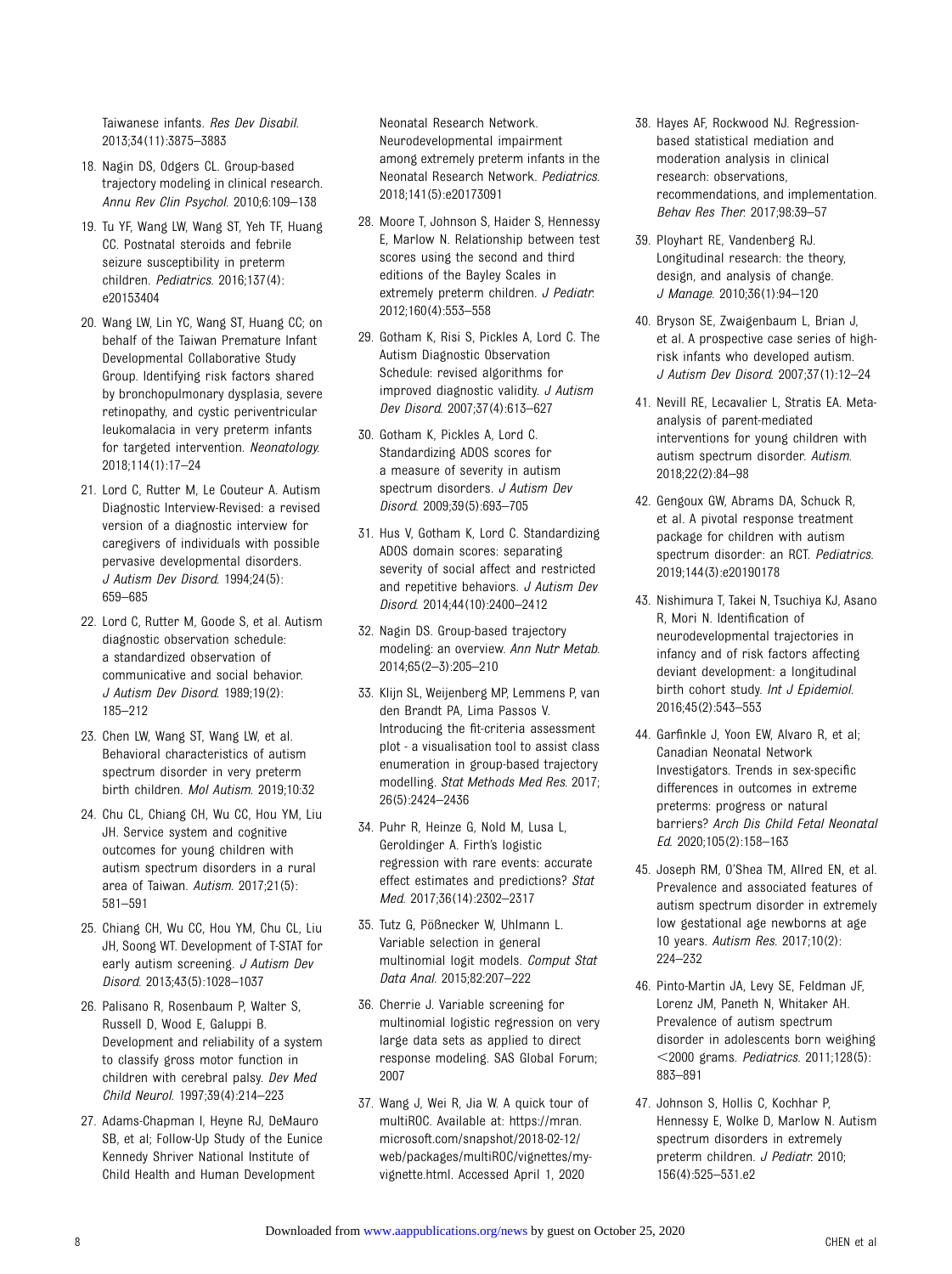Taiwanese infants. *Res Dev Disabil.* 2013;34(11):3875–3883

18. Nagin DS, Odgers CL. Group-based trajectory modeling in clinical research. *Annu Rev Clin Psychol.* 2010;6:109–138

19. Tu YF, Wang LW, Wang ST, Yeh TF, Huang CC. Postnatal steroids and febrile seizure susceptibility in preterm children. *Pediatrics.* 2016;137(4): e20153404

20. Wang LW, Lin YC, Wang ST, Huang CC; on behalf of the Taiwan Premature Infant Developmental Collaborative Study Group. Identifying risk factors shared by bronchopulmonary dysplasia, severe retinopathy, and cystic periventricular leukomalacia in very preterm infants for targeted intervention. *Neonatology.* 2018;114(1):17–24

21. Lord C, Rutter M, Le Couteur A. Autism Diagnostic Interview-Revised: a revised version of a diagnostic interview for caregivers of individuals with possible pervasive developmental disorders. *J Autism Dev Disord.* 1994;24(5): 659–685

22. Lord C, Rutter M, Goode S, et al. Autism diagnostic observation schedule: a standardized observation of communicative and social behavior. *J Autism Dev Disord.* 1989;19(2): 185–212

23. Chen LW, Wang ST, Wang LW, et al. Behavioral characteristics of autism spectrum disorder in very preterm birth children. *Mol Autism.* 2019;10:32

24. Chu CL, Chiang CH, Wu CC, Hou YM, Liu JH. Service system and cognitive outcomes for young children with autism spectrum disorders in a rural area of Taiwan. *Autism.* 2017;21(5): 581–591

25. Chiang CH, Wu CC, Hou YM, Chu CL, Liu JH, Soong WT. Development of T-STAT for early autism screening. *J Autism Dev Disord.* 2013;43(5):1028–1037

26. Palisano R, Rosenbaum P, Walter S, Russell D, Wood E, Galuppi B. Development and reliability of a system to classify gross motor function in children with cerebral palsy. *Dev Med Child Neurol.* 1997;39(4):214–223

27. Adams-Chapman I, Heyne RJ, DeMauro SB, et al; Follow-Up Study of the Eunice Kennedy Shriver National Institute of Child Health and Human Development Neonatal Research Network. Neurodevelopmental impairment among extremely preterm infants in the Neonatal Research Network. *Pediatrics.* 2018;141(5):e20173091

28. Moore T, Johnson S, Haider S, Hennessy E, Marlow N. Relationship between test scores using the second and third editions of the Bayley Scales in extremely preterm children. *J Pediatr.* 2012;160(4):553–558

29. Gotham K, Risi S, Pickles A, Lord C. The Autism Diagnostic Observation Schedule: revised algorithms for improved diagnostic validity. *J Autism Dev Disord.* 2007;37(4):613–627

30. Gotham K, Pickles A, Lord C. Standardizing ADOS scores for a measure of severity in autism spectrum disorders. *J Autism Dev Disord.* 2009;39(5):693–705

31. Hus V, Gotham K, Lord C. Standardizing ADOS domain scores: separating severity of social affect and restricted and repetitive behaviors. *J Autism Dev Disord.* 2014;44(10):2400–2412

32. Nagin DS. Group-based trajectory modeling: an overview. *Ann Nutr Metab.* 2014;65(2–3):205–210

33. Klijn SL, Weijenberg MP, Lemmens P, van den Brandt PA, Lima Passos V. Introducing the fit-criteria assessment plot - a visualisation tool to assist class enumeration in group-based trajectory modelling. *Stat Methods Med Res.* 2017; 26(5):2424–2436

34. Puhr R, Heinze G, Nold M, Lusa L, Geroldinger A. Firth's logistic regression with rare events: accurate effect estimates and predictions? *Stat Med.* 2017;36(14):2302–2317

35. Tutz G, Pößnecker W, Uhlmann L. Variable selection in general multinomial logit models. *Comput Stat Data Anal.* 2015;82:207–222

36. Cherrie J. Variable screening for multinomial logistic regression on very large data sets as applied to direct response modeling. SAS Global Forum; 2007

37. Wang J, Wei R, Jia W. A quick tour of multiROC. Available at: https://mran.microsoft.com/snapshot/2018-02-12/web/packages/multiROC/vignettes/my-vignette.html. Accessed April 1, 2020

38. Hayes AF, Rockwood NJ. Regression-based statistical mediation and moderation analysis in clinical research: observations, recommendations, and implementation. *Behav Res Ther.* 2017;98:39–57

39. Ployhart RE, Vandenberg RJ. Longitudinal research: the theory, design, and analysis of change. *J Manage.* 2010;36(1):94–120

40. Bryson SE, Zwaigenbaum L, Brian J, et al. A prospective case series of high-risk infants who developed autism. *J Autism Dev Disord.* 2007;37(1):12–24

41. Nevill RE, Lecavalier L, Stratis EA. Meta-analysis of parent-mediated interventions for young children with autism spectrum disorder. *Autism.* 2018;22(2):84–98

42. Gengoux GW, Abrams DA, Schuck R, et al. A pivotal response treatment package for children with autism spectrum disorder: an RCT. *Pediatrics.* 2019;144(3):e20190178

43. Nishimura T, Takei N, Tsuchiya KJ, Asano R, Mori N. Identification of neurodevelopmental trajectories in infancy and of risk factors affecting deviant development: a longitudinal birth cohort study. *Int J Epidemiol.* 2016;45(2):543–553

44. Garfinkle J, Yoon EW, Alvaro R, et al; Canadian Neonatal Network Investigators. Trends in sex-specific differences in outcomes in extreme preterms: progress or natural barriers? *Arch Dis Child Fetal Neonatal Ed.* 2020;105(2):158–163

45. Joseph RM, O'Shea TM, Allred EN, et al. Prevalence and associated features of autism spectrum disorder in extremely low gestational age newborns at age 10 years. *Autism Res.* 2017;10(2): 224–232

46. Pinto-Martin JA, Levy SE, Feldman JF, Lorenz JM, Paneth N, Whitaker AH. Prevalence of autism spectrum disorder in adolescents born weighing <2000 grams. *Pediatrics.* 2011;128(5): 883–891

47. Johnson S, Hollis C, Kochhar P, Hennessy E, Wolke D, Marlow N. Autism spectrum disorders in extremely preterm children. *J Pediatr.* 2010; 156(4):525–531.e2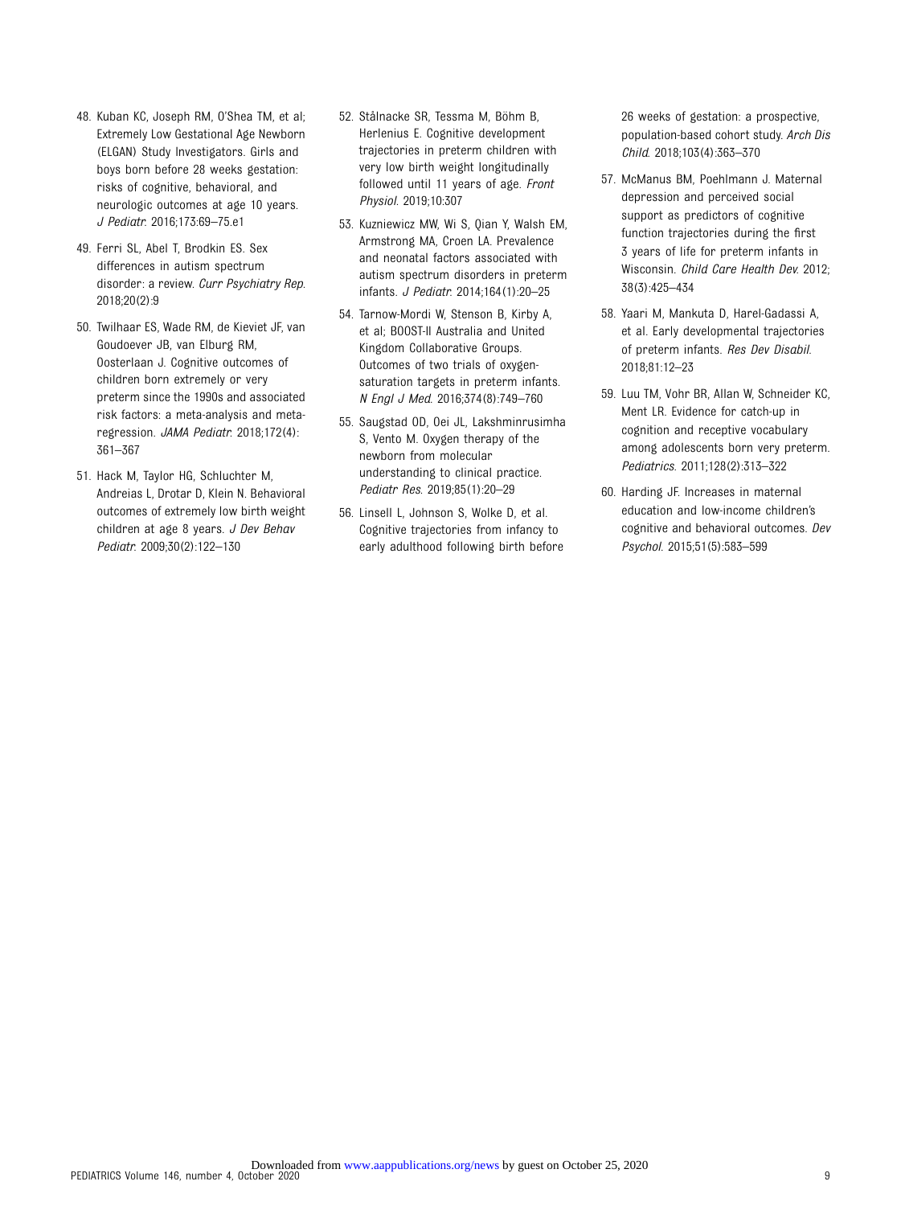48. Kuban KC, Joseph RM, O'Shea TM, et al; Extremely Low Gestational Age Newborn (ELGAN) Study Investigators. Girls and boys born before 28 weeks gestation: risks of cognitive, behavioral, and neurologic outcomes at age 10 years. *J Pediatr*. 2016;173:69–75.e1

49. Ferri SL, Abel T, Brodkin ES. Sex differences in autism spectrum disorder: a review. *Curr Psychiatry Rep*. 2018;20(2):9

50. Twilhaar ES, Wade RM, de Kieviet JF, van Goudoever JB, van Elburg RM, Oosterlaan J. Cognitive outcomes of children born extremely or very preterm since the 1990s and associated risk factors: a meta-analysis and meta-regression. *JAMA Pediatr*. 2018;172(4):361–367

51. Hack M, Taylor HG, Schluchter M, Andreias L, Drotar D, Klein N. Behavioral outcomes of extremely low birth weight children at age 8 years. *J Dev Behav Pediatr*. 2009;30(2):122–130

52. Stålnacke SR, Tessma M, Böhm B, Herlenius E. Cognitive development trajectories in preterm children with very low birth weight longitudinally followed until 11 years of age. *Front Physiol*. 2019;10:307

53. Kuzniewicz MW, Wi S, Qian Y, Walsh EM, Armstrong MA, Croen LA. Prevalence and neonatal factors associated with autism spectrum disorders in preterm infants. *J Pediatr*. 2014;164(1):20–25

54. Tarnow-Mordi W, Stenson B, Kirby A, et al; BOOST-II Australia and United Kingdom Collaborative Groups. Outcomes of two trials of oxygen-saturation targets in preterm infants. *N Engl J Med*. 2016;374(8):749–760

55. Saugstad OD, Oei JL, Lakshminrusimha S, Vento M. Oxygen therapy of the newborn from molecular understanding to clinical practice. *Pediatr Res*. 2019;85(1):20–29

56. Linsell L, Johnson S, Wolke D, et al. Cognitive trajectories from infancy to early adulthood following birth before 26 weeks of gestation: a prospective, population-based cohort study. *Arch Dis Child*. 2018;103(4):363–370

57. McManus BM, Poehlmann J. Maternal depression and perceived social support as predictors of cognitive function trajectories during the first 3 years of life for preterm infants in Wisconsin. *Child Care Health Dev*. 2012;38(3):425–434

58. Yaari M, Mankuta D, Harel-Gadassi A, et al. Early developmental trajectories of preterm infants. *Res Dev Disabil*. 2018;81:12–23

59. Luu TM, Vohr BR, Allan W, Schneider KC, Ment LR. Evidence for catch-up in cognition and receptive vocabulary among adolescents born very preterm. *Pediatrics*. 2011;128(2):313–322

60. Harding JF. Increases in maternal education and low-income children's cognitive and behavioral outcomes. *Dev Psychol*. 2015;51(5):583–599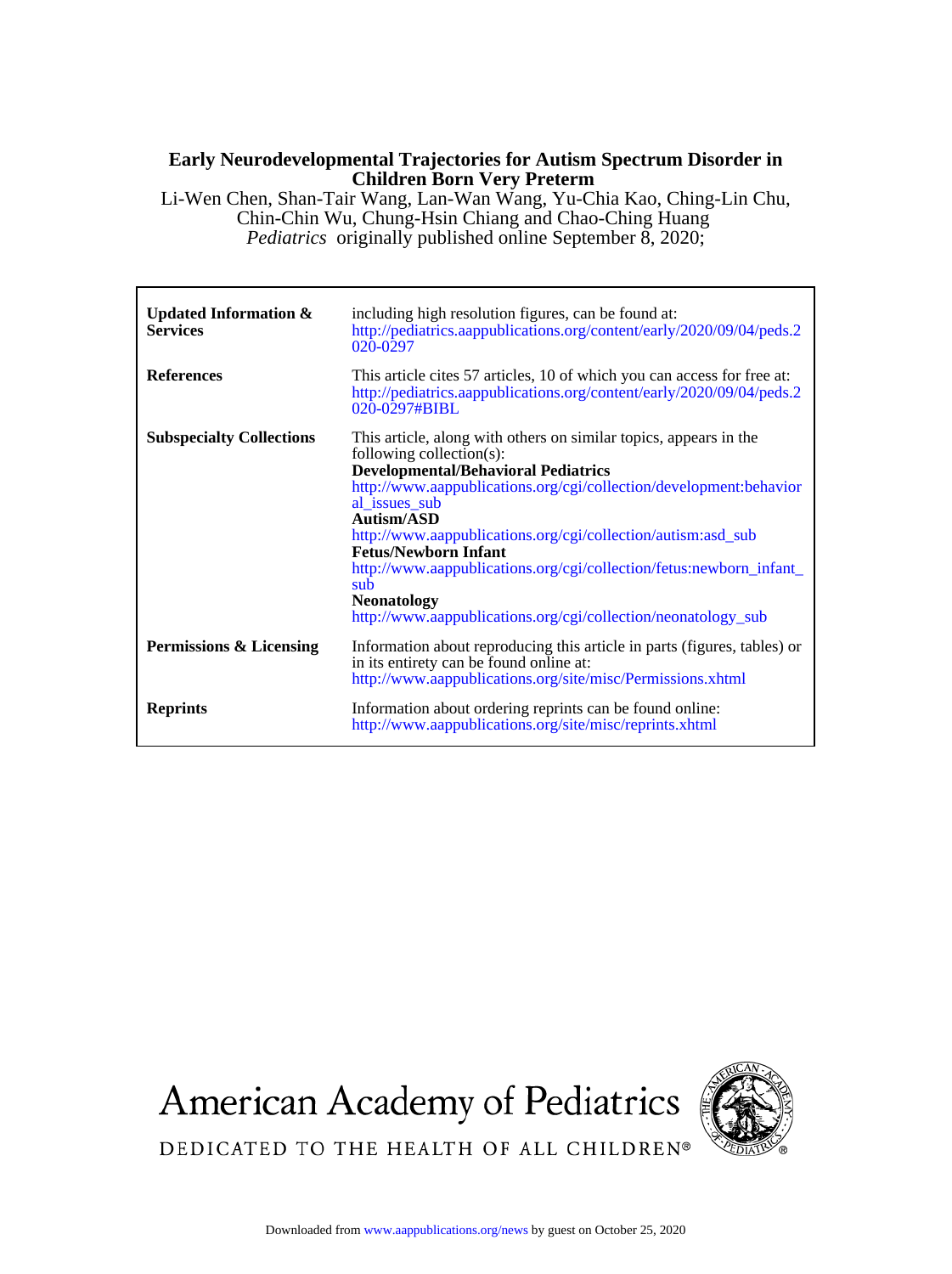**Early Neurodevelopmental Trajectories for Autism Spectrum Disorder in Children Born Very Preterm**

Li-Wen Chen, Shan-Tair Wang, Lan-Wan Wang, Yu-Chia Kao, Ching-Lin Chu, Chin-Chin Wu, Chung-Hsin Chiang and Chao-Ching Huang

*Pediatrics* originally published online September 8, 2020;

| | |
|---|---|
| **Updated Information & Services** | including high resolution figures, can be found at: http://pediatrics.aappublications.org/content/early/2020/09/04/peds.2020-0297 |
| **References** | This article cites 57 articles, 10 of which you can access for free at: http://pediatrics.aappublications.org/content/early/2020/09/04/peds.2020-0297#BIBL |
| **Subspecialty Collections** | This article, along with others on similar topics, appears in the following collection(s): **Developmental/Behavioral Pediatrics** http://www.aappublications.org/cgi/collection/development:behavioral_issues_sub **Autism/ASD** http://www.aappublications.org/cgi/collection/autism:asd_sub **Fetus/Newborn Infant** http://www.aappublications.org/cgi/collection/fetus:newborn_infant_sub **Neonatology** http://www.aappublications.org/cgi/collection/neonatology_sub |
| **Permissions & Licensing** | Information about reproducing this article in parts (figures, tables) or in its entirety can be found online at: http://www.aappublications.org/site/misc/Permissions.xhtml |
| **Reprints** | Information about ordering reprints can be found online: http://www.aappublications.org/site/misc/reprints.xhtml |

American Academy of Pediatrics

DEDICATED TO THE HEALTH OF ALL CHILDREN®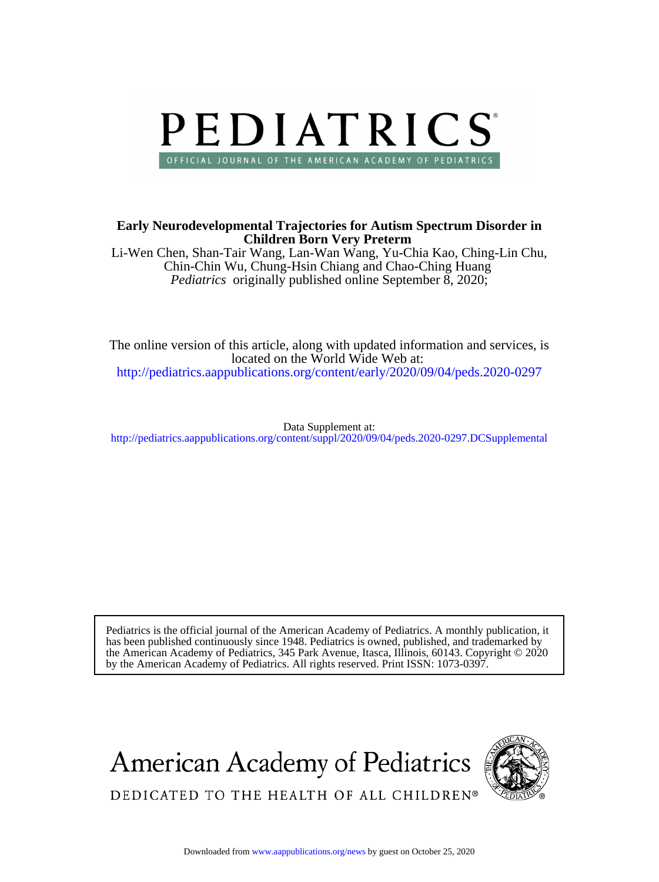# PEDIATRICS

OFFICIAL JOURNAL OF THE AMERICAN ACADEMY OF PEDIATRICS

**Early Neurodevelopmental Trajectories for Autism Spectrum Disorder in Children Born Very Preterm**

Li-Wen Chen, Shan-Tair Wang, Lan-Wan Wang, Yu-Chia Kao, Ching-Lin Chu, Chin-Chin Wu, Chung-Hsin Chiang and Chao-Ching Huang

*Pediatrics* originally published online September 8, 2020;

The online version of this article, along with updated information and services, is located on the World Wide Web at:

http://pediatrics.aappublications.org/content/early/2020/09/04/peds.2020-0297

Data Supplement at:

http://pediatrics.aappublications.org/content/suppl/2020/09/04/peds.2020-0297.DCSupplemental

Pediatrics is the official journal of the American Academy of Pediatrics. A monthly publication, it has been published continuously since 1948. Pediatrics is owned, published, and trademarked by the American Academy of Pediatrics, 345 Park Avenue, Itasca, Illinois, 60143. Copyright © 2020 by the American Academy of Pediatrics. All rights reserved. Print ISSN: 1073-0397.

American Academy of Pediatrics

DEDICATED TO THE HEALTH OF ALL CHILDREN®

Downloaded from www.aappublications.org/news by guest on October 25, 2020